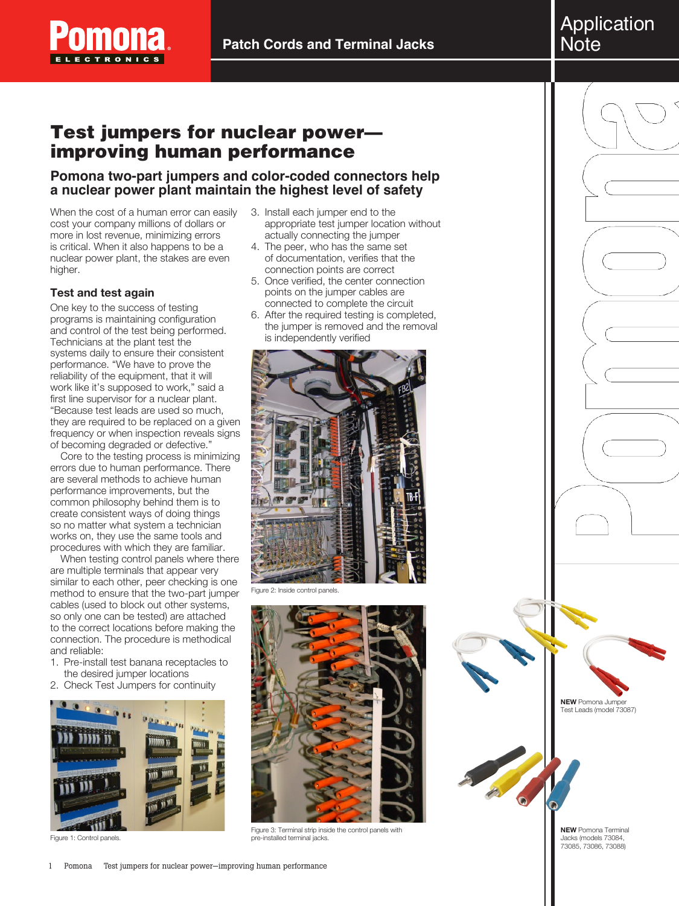# Test jumpers for nuclear power—improving human performance

## Pomona two-part jumpers and color-coded connectors help a nuclear power plant maintain the highest level of safety

When the cost of a human error can easily cost your company millions of dollars or more in lost revenue, minimizing errors is critical. When it also happens to be a nuclear power plant, the stakes are even higher.

### Test and test again

One key to the success of testing programs is maintaining configuration and control of the test being performed. Technicians at the plant test the systems daily to ensure their consistent performance. "We have to prove the reliability of the equipment, that it will work like it's supposed to work," said a first line supervisor for a nuclear plant. "Because test leads are used so much, they are required to be replaced on a given frequency or when inspection reveals signs of becoming degraded or defective."

Core to the testing process is minimizing errors due to human performance. There are several methods to achieve human performance improvements, but the common philosophy behind them is to create consistent ways of doing things so no matter what system a technician works on, they use the same tools and procedures with which they are familiar.

When testing control panels where there are multiple terminals that appear very similar to each other, peer checking is one method to ensure that the two-part jumper cables (used to block out other systems, so only one can be tested) are attached to the correct locations before making the connection. The procedure is methodical and reliable:

1. Pre-install test banana receptacles to the desired jumper locations
2. Check Test Jumpers for continuity
3. Install each jumper end to the appropriate test jumper location without actually connecting the jumper
4. The peer, who has the same set of documentation, verifies that the connection points are correct
5. Once verified, the center connection points on the jumper cables are connected to complete the circuit
6. After the required testing is completed, the jumper is removed and the removal is independently verified

Figure 1: Control panels.

Figure 2: Inside control panels.

Figure 3: Terminal strip inside the control panels with pre-installed terminal jacks.

**NEW** Pomona Jumper Test Leads (model 73087)

**NEW** Pomona Terminal Jacks (models 73084, 73085, 73086, 73088)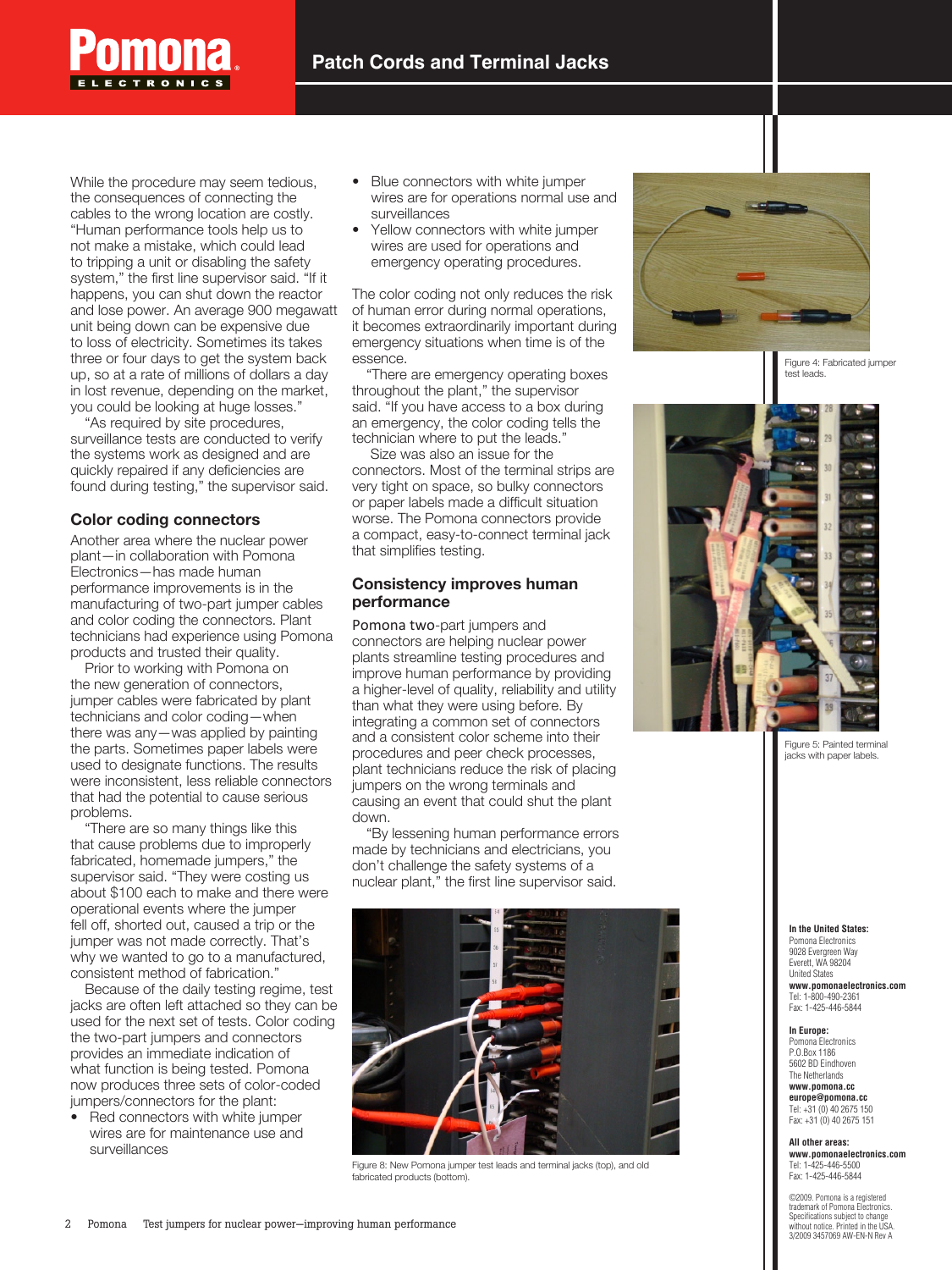While the procedure may seem tedious, the consequences of connecting the cables to the wrong location are costly. "Human performance tools help us to not make a mistake, which could lead to tripping a unit or disabling the safety system," the first line supervisor said. "If it happens, you can shut down the reactor and lose power. An average 900 megawatt unit being down can be expensive due to loss of electricity. Sometimes its takes three or four days to get the system back up, so at a rate of millions of dollars a day in lost revenue, depending on the market, you could be looking at huge losses."

"As required by site procedures, surveillance tests are conducted to verify the systems work as designed and are quickly repaired if any deficiencies are found during testing," the supervisor said.

## Color coding connectors

Another area where the nuclear power plant—in collaboration with Pomona Electronics—has made human performance improvements is in the manufacturing of two-part jumper cables and color coding the connectors. Plant technicians had experience using Pomona products and trusted their quality.

Prior to working with Pomona on the new generation of connectors, jumper cables were fabricated by plant technicians and color coding—when there was any—was applied by painting the parts. Sometimes paper labels were used to designate functions. The results were inconsistent, less reliable connectors that had the potential to cause serious problems.

"There are so many things like this that cause problems due to improperly fabricated, homemade jumpers," the supervisor said. "They were costing us about $100 each to make and there were operational events where the jumper fell off, shorted out, caused a trip or the jumper was not made correctly. That's why we wanted to go to a manufactured, consistent method of fabrication."

Because of the daily testing regime, test jacks are often left attached so they can be used for the next set of tests. Color coding the two-part jumpers and connectors provides an immediate indication of what function is being tested. Pomona now produces three sets of color-coded jumpers/connectors for the plant:

- Red connectors with white jumper wires are for maintenance use and surveillances
- Blue connectors with white jumper wires are for operations normal use and surveillances
- Yellow connectors with white jumper wires are used for operations and emergency operating procedures.

The color coding not only reduces the risk of human error during normal operations, it becomes extraordinarily important during emergency situations when time is of the essence.

"There are emergency operating boxes throughout the plant," the supervisor said. "If you have access to a box during an emergency, the color coding tells the technician where to put the leads."

Size was also an issue for the connectors. Most of the terminal strips are very tight on space, so bulky connectors or paper labels made a difficult situation worse. The Pomona connectors provide a compact, easy-to-connect terminal jack that simplifies testing.

## Consistency improves human performance

Pomona two-part jumpers and connectors are helping nuclear power plants streamline testing procedures and improve human performance by providing a higher-level of quality, reliability and utility than what they were using before. By integrating a common set of connectors and a consistent color scheme into their procedures and peer check processes, plant technicians reduce the risk of placing jumpers on the wrong terminals and causing an event that could shut the plant down.

"By lessening human performance errors made by technicians and electricians, you don't challenge the safety systems of a nuclear power plant," the first line supervisor said.

Figure 8: New Pomona jumper test leads and terminal jacks (top), and old fabricated products (bottom).

Figure 4: Fabricated jumper test leads.

Figure 5: Painted terminal jacks with paper labels.

**In the United States:**
Pomona Electronics
9028 Evergreen Way
Everett, WA 98204
United States
**www.pomonaelectronics.com**
Tel: 1-800-490-2361
Fax: 1-425-446-5844

**In Europe:**
Pomona Electronics
P.O.Box 1186
5602 BD Eindhoven
The Netherlands
**www.pomona.cc**
**europe@pomona.cc**
Tel: +31 (0) 40 2675 150
Fax: +31 (0) 40 2675 151

**All other areas:**
**www.pomonaelectronics.com**
Tel: 1-425-446-5500
Fax: 1-425-446-5844

©2009. Pomona is a registered trademark of Pomona Electronics. Specifications subject to change without notice. Printed in the USA. 3/2009 3457069 AW-EN-N Rev A